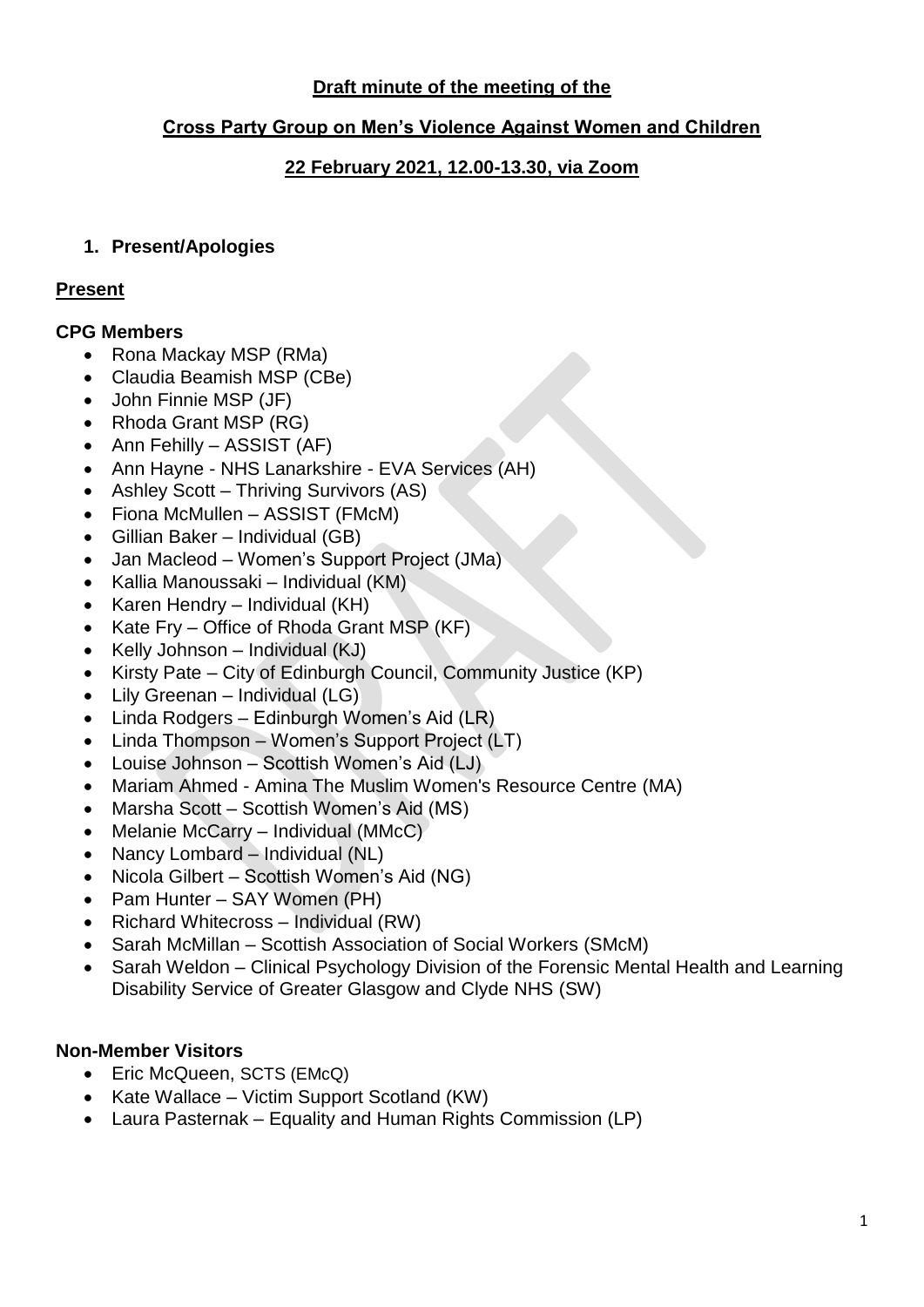**Draft minute of the meeting of the**

**Cross Party Group on Men's Violence Against Women and Children**

**22 February 2021, 12.00-13.30, via Zoom**

1. **Present/Apologies**

## Present

### CPG Members

- Rona Mackay MSP (RMa)
- Claudia Beamish MSP (CBe)
- John Finnie MSP (JF)
- Rhoda Grant MSP (RG)
- Ann Fehilly – ASSIST (AF)
- Ann Hayne - NHS Lanarkshire - EVA Services (AH)
- Ashley Scott – Thriving Survivors (AS)
- Fiona McMullen – ASSIST (FMcM)
- Gillian Baker – Individual (GB)
- Jan Macleod – Women's Support Project (JMa)
- Kallia Manoussaki – Individual (KM)
- Karen Hendry – Individual (KH)
- Kate Fry – Office of Rhoda Grant MSP (KF)
- Kelly Johnson – Individual (KJ)
- Kirsty Pate – City of Edinburgh Council, Community Justice (KP)
- Lily Greenan – Individual (LG)
- Linda Rodgers – Edinburgh Women's Aid (LR)
- Linda Thompson – Women's Support Project (LT)
- Louise Johnson – Scottish Women's Aid (LJ)
- Mariam Ahmed - Amina The Muslim Women's Resource Centre (MA)
- Marsha Scott – Scottish Women's Aid (MS)
- Melanie McCarry – Individual (MMcC)
- Nancy Lombard – Individual (NL)
- Nicola Gilbert – Scottish Women's Aid (NG)
- Pam Hunter – SAY Women (PH)
- Richard Whitecross – Individual (RW)
- Sarah McMillan – Scottish Association of Social Workers (SMcM)
- Sarah Weldon – Clinical Psychology Division of the Forensic Mental Health and Learning Disability Service of Greater Glasgow and Clyde NHS (SW)

### Non-Member Visitors

- Eric McQueen, SCTS (EMcQ)
- Kate Wallace – Victim Support Scotland (KW)
- Laura Pasternak – Equality and Human Rights Commission (LP)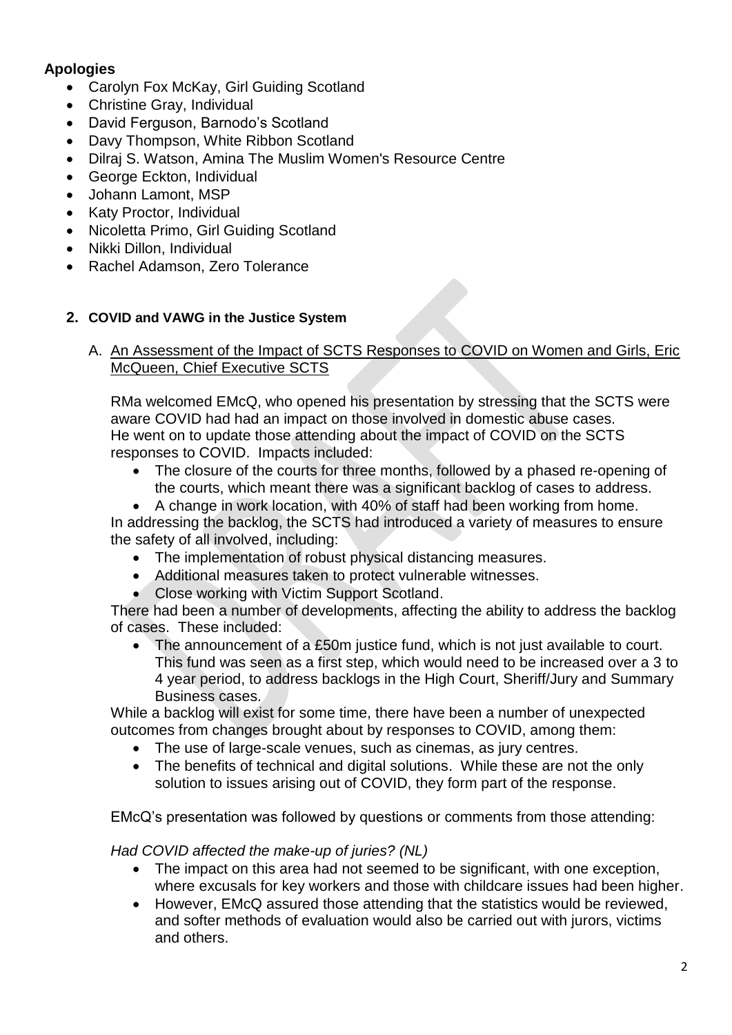**Apologies**

- Carolyn Fox McKay, Girl Guiding Scotland
- Christine Gray, Individual
- David Ferguson, Barnodo's Scotland
- Davy Thompson, White Ribbon Scotland
- Dilraj S. Watson, Amina The Muslim Women's Resource Centre
- George Eckton, Individual
- Johann Lamont, MSP
- Katy Proctor, Individual
- Nicoletta Primo, Girl Guiding Scotland
- Nikki Dillon, Individual
- Rachel Adamson, Zero Tolerance

## 2. COVID and VAWG in the Justice System

A. <u>An Assessment of the Impact of SCTS Responses to COVID on Women and Girls, Eric McQueen, Chief Executive SCTS</u>

RMa welcomed EMcQ, who opened his presentation by stressing that the SCTS were aware COVID had had an impact on those involved in domestic abuse cases. He went on to update those attending about the impact of COVID on the SCTS responses to COVID. Impacts included:

- The closure of the courts for three months, followed by a phased re-opening of the courts, which meant there was a significant backlog of cases to address.
- A change in work location, with 40% of staff had been working from home.

In addressing the backlog, the SCTS had introduced a variety of measures to ensure the safety of all involved, including:

- The implementation of robust physical distancing measures.
- Additional measures taken to protect vulnerable witnesses.
- Close working with Victim Support Scotland.

There had been a number of developments, affecting the ability to address the backlog of cases. These included:

- The announcement of a £50m justice fund, which is not just available to court. This fund was seen as a first step, which would need to be increased over a 3 to 4 year period, to address backlogs in the High Court, Sheriff/Jury and Summary Business cases.

While a backlog will exist for some time, there have been a number of unexpected outcomes from changes brought about by responses to COVID, among them:

- The use of large-scale venues, such as cinemas, as jury centres.
- The benefits of technical and digital solutions. While these are not the only solution to issues arising out of COVID, they form part of the response.

EMcQ's presentation was followed by questions or comments from those attending:

*Had COVID affected the make-up of juries? (NL)*

- The impact on this area had not seemed to be significant, with one exception, where excusals for key workers and those with childcare issues had been higher.
- However, EMcQ assured those attending that the statistics would be reviewed, and softer methods of evaluation would also be carried out with jurors, victims and others.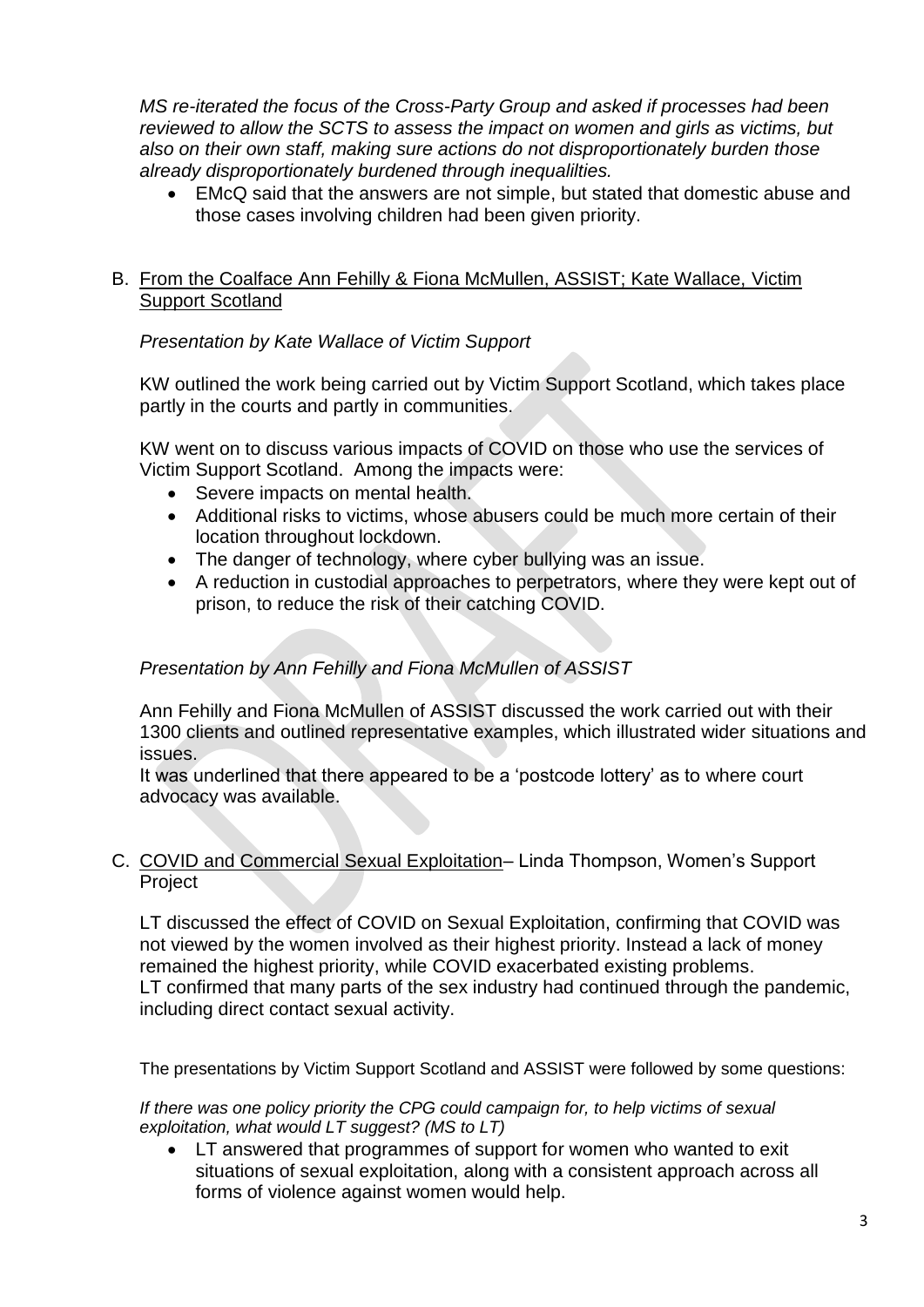*MS re-iterated the focus of the Cross-Party Group and asked if processes had been reviewed to allow the SCTS to assess the impact on women and girls as victims, but also on their own staff, making sure actions do not disproportionately burden those already disproportionately burdened through inequalilties.*

- EMcQ said that the answers are not simple, but stated that domestic abuse and those cases involving children had been given priority.

B. <u>From the Coalface Ann Fehilly & Fiona McMullen, ASSIST; Kate Wallace, Victim Support Scotland</u>

*Presentation by Kate Wallace of Victim Support*

KW outlined the work being carried out by Victim Support Scotland, which takes place partly in the courts and partly in communities.

KW went on to discuss various impacts of COVID on those who use the services of Victim Support Scotland. Among the impacts were:

- Severe impacts on mental health.
- Additional risks to victims, whose abusers could be much more certain of their location throughout lockdown.
- The danger of technology, where cyber bullying was an issue.
- A reduction in custodial approaches to perpetrators, where they were kept out of prison, to reduce the risk of their catching COVID.

*Presentation by Ann Fehilly and Fiona McMullen of ASSIST*

Ann Fehilly and Fiona McMullen of ASSIST discussed the work carried out with their 1300 clients and outlined representative examples, which illustrated wider situations and issues.
It was underlined that there appeared to be a 'postcode lottery' as to where court advocacy was available.

C. <u>COVID and Commercial Sexual Exploitation</u>– Linda Thompson, Women's Support Project

LT discussed the effect of COVID on Sexual Exploitation, confirming that COVID was not viewed by the women involved as their highest priority. Instead a lack of money remained the highest priority, while COVID exacerbated existing problems.
LT confirmed that many parts of the sex industry had continued through the pandemic, including direct contact sexual activity.

The presentations by Victim Support Scotland and ASSIST were followed by some questions:

*If there was one policy priority the CPG could campaign for, to help victims of sexual exploitation, what would LT suggest? (MS to LT)*

- LT answered that programmes of support for women who wanted to exit situations of sexual exploitation, along with a consistent approach across all forms of violence against women would help.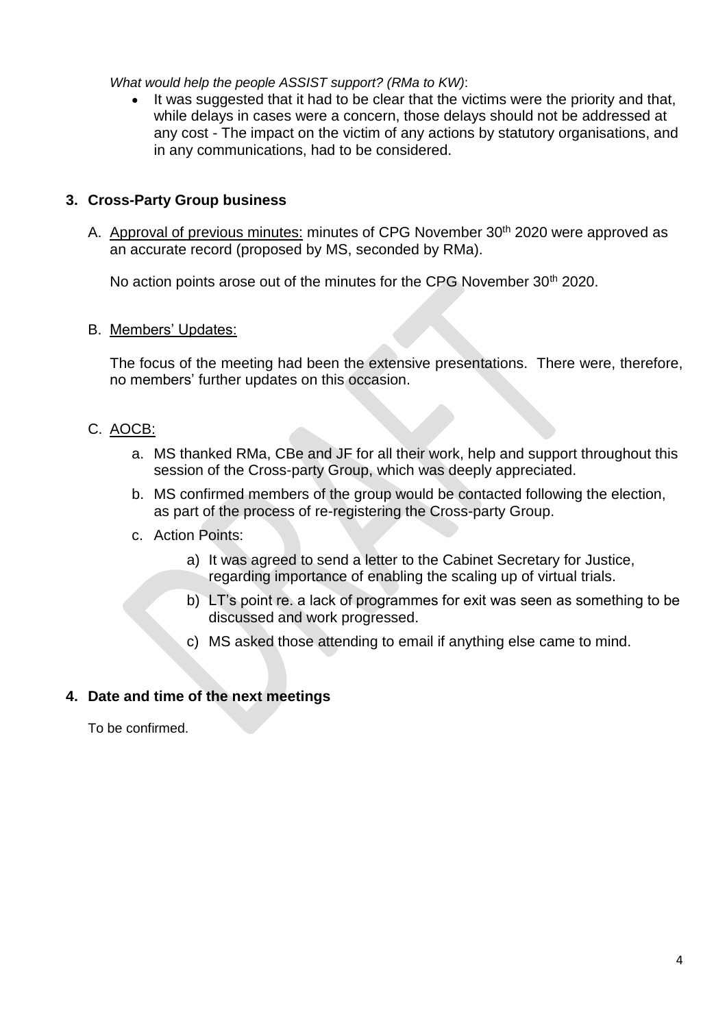*What would help the people ASSIST support? (RMa to KW)*:

- It was suggested that it had to be clear that the victims were the priority and that, while delays in cases were a concern, those delays should not be addressed at any cost - The impact on the victim of any actions by statutory organisations, and in any communications, had to be considered.

## 3. Cross-Party Group business

A. Approval of previous minutes: minutes of CPG November 30th 2020 were approved as an accurate record (proposed by MS, seconded by RMa).

No action points arose out of the minutes for the CPG November 30th 2020.

B. Members' Updates:

The focus of the meeting had been the extensive presentations. There were, therefore, no members' further updates on this occasion.

C. AOCB:

a. MS thanked RMa, CBe and JF for all their work, help and support throughout this session of the Cross-party Group, which was deeply appreciated.

b. MS confirmed members of the group would be contacted following the election, as part of the process of re-registering the Cross-party Group.

c. Action Points:

   a) It was agreed to send a letter to the Cabinet Secretary for Justice, regarding importance of enabling the scaling up of virtual trials.

   b) LT's point re. a lack of programmes for exit was seen as something to be discussed and work progressed.

   c) MS asked those attending to email if anything else came to mind.

## 4. Date and time of the next meetings

To be confirmed.